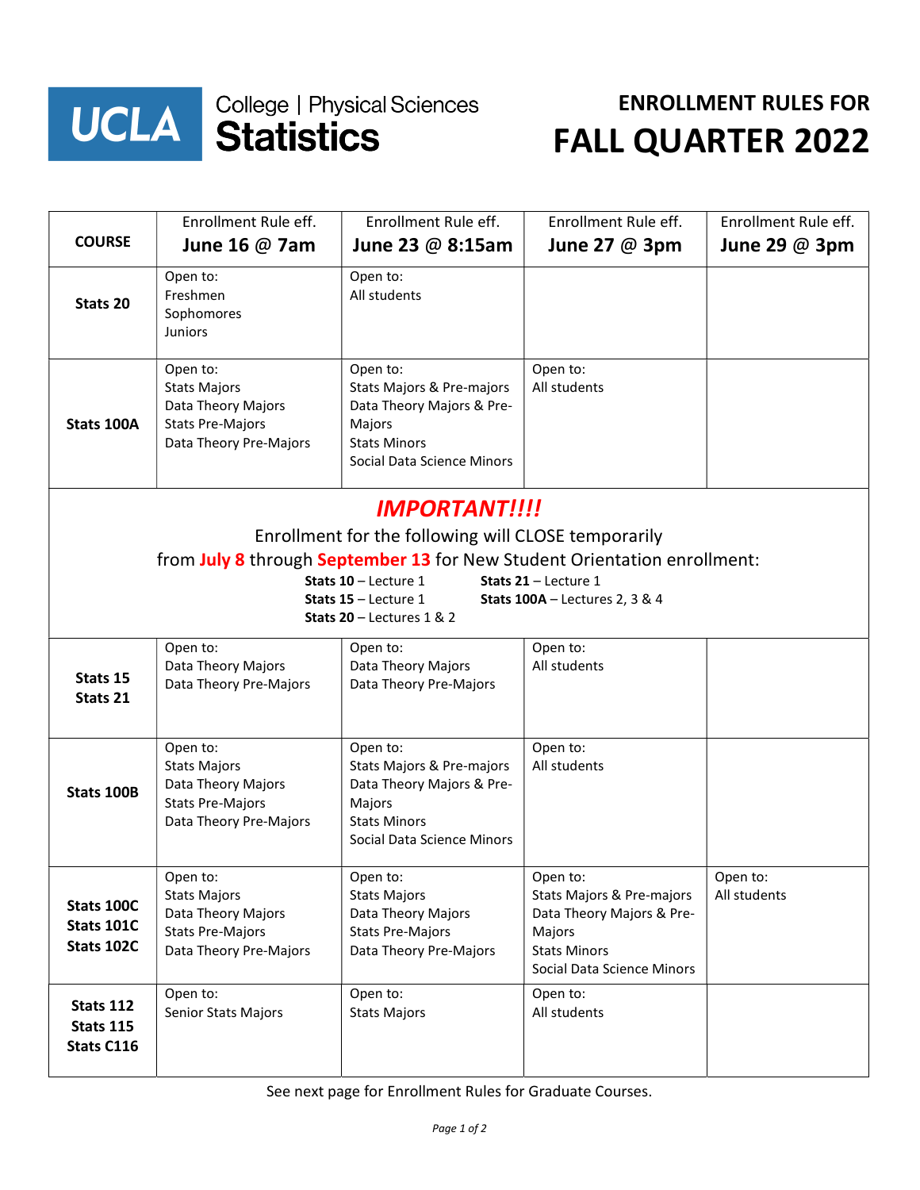UCLA College | Physical Sciences **Statistics**

# ENROLLMENT RULES FOR FALL QUARTER 2022

| COURSE | Enrollment Rule eff. **June 16 @ 7am** | Enrollment Rule eff. **June 23 @ 8:15am** | Enrollment Rule eff. **June 27 @ 3pm** | Enrollment Rule eff. **June 29 @ 3pm** |
|---|---|---|---|---|
| **Stats 20** | Open to:<br>Freshmen<br>Sophomores<br>Juniors | Open to:<br>All students | | |
| **Stats 100A** | Open to:<br>Stats Majors<br>Data Theory Majors<br>Stats Pre-Majors<br>Data Theory Pre-Majors | Open to:<br>Stats Majors & Pre-majors<br>Data Theory Majors & Pre-Majors<br>Stats Minors<br>Social Data Science Minors | Open to:<br>All students | |
| **Stats 15**<br>**Stats 21** | Open to:<br>Data Theory Majors<br>Data Theory Pre-Majors | Open to:<br>Data Theory Majors<br>Data Theory Pre-Majors | Open to:<br>All students | |
| **Stats 100B** | Open to:<br>Stats Majors<br>Data Theory Majors<br>Stats Pre-Majors<br>Data Theory Pre-Majors | Open to:<br>Stats Majors & Pre-majors<br>Data Theory Majors & Pre-Majors<br>Stats Minors<br>Social Data Science Minors | Open to:<br>All students | |
| **Stats 100C**<br>**Stats 101C**<br>**Stats 102C** | Open to:<br>Stats Majors<br>Data Theory Majors<br>Stats Pre-Majors<br>Data Theory Pre-Majors | Open to:<br>Stats Majors<br>Data Theory Majors<br>Stats Pre-Majors<br>Data Theory Pre-Majors | Open to:<br>Stats Majors & Pre-majors<br>Data Theory Majors & Pre-Majors<br>Stats Minors<br>Social Data Science Minors | Open to:<br>All students |
| **Stats 112**<br>**Stats 115**<br>**Stats C116** | Open to:<br>Senior Stats Majors | Open to:<br>Stats Majors | Open to:<br>All students | |

## *IMPORTANT!!!!*

Enrollment for the following will CLOSE temporarily from **July 8** through **September 13** for New Student Orientation enrollment:

- **Stats 10** – Lecture 1
- **Stats 15** – Lecture 1
- **Stats 20** – Lectures 1 & 2
- **Stats 21** – Lecture 1
- **Stats 100A** – Lectures 2, 3 & 4

See next page for Enrollment Rules for Graduate Courses.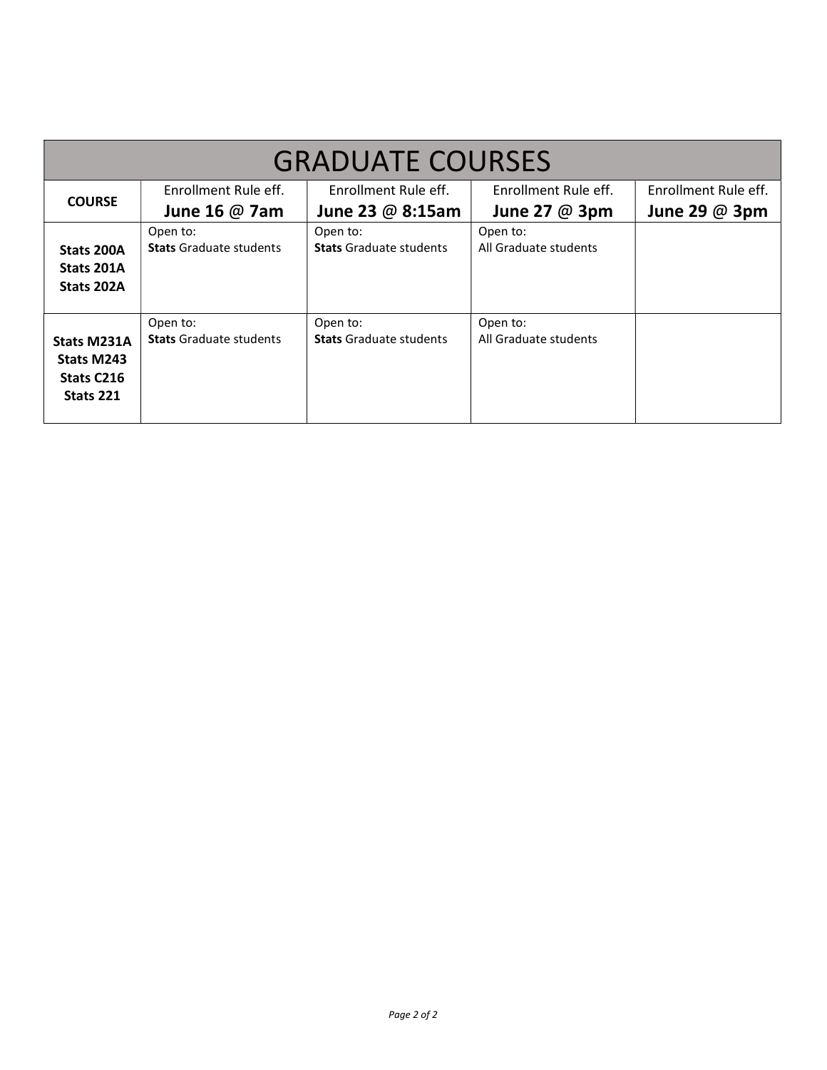| GRADUATE COURSES | | | | |
|---|---|---|---|---|
| **COURSE** | Enrollment Rule eff. **June 16 @ 7am** | Enrollment Rule eff. **June 23 @ 8:15am** | Enrollment Rule eff. **June 27 @ 3pm** | Enrollment Rule eff. **June 29 @ 3pm** |
| **Stats 200A** **Stats 201A** **Stats 202A** | Open to: **Stats** Graduate students | Open to: **Stats** Graduate students | Open to: All Graduate students | |
| **Stats M231A** **Stats M243** **Stats C216** **Stats 221** | Open to: **Stats** Graduate students | Open to: **Stats** Graduate students | Open to: All Graduate students | |